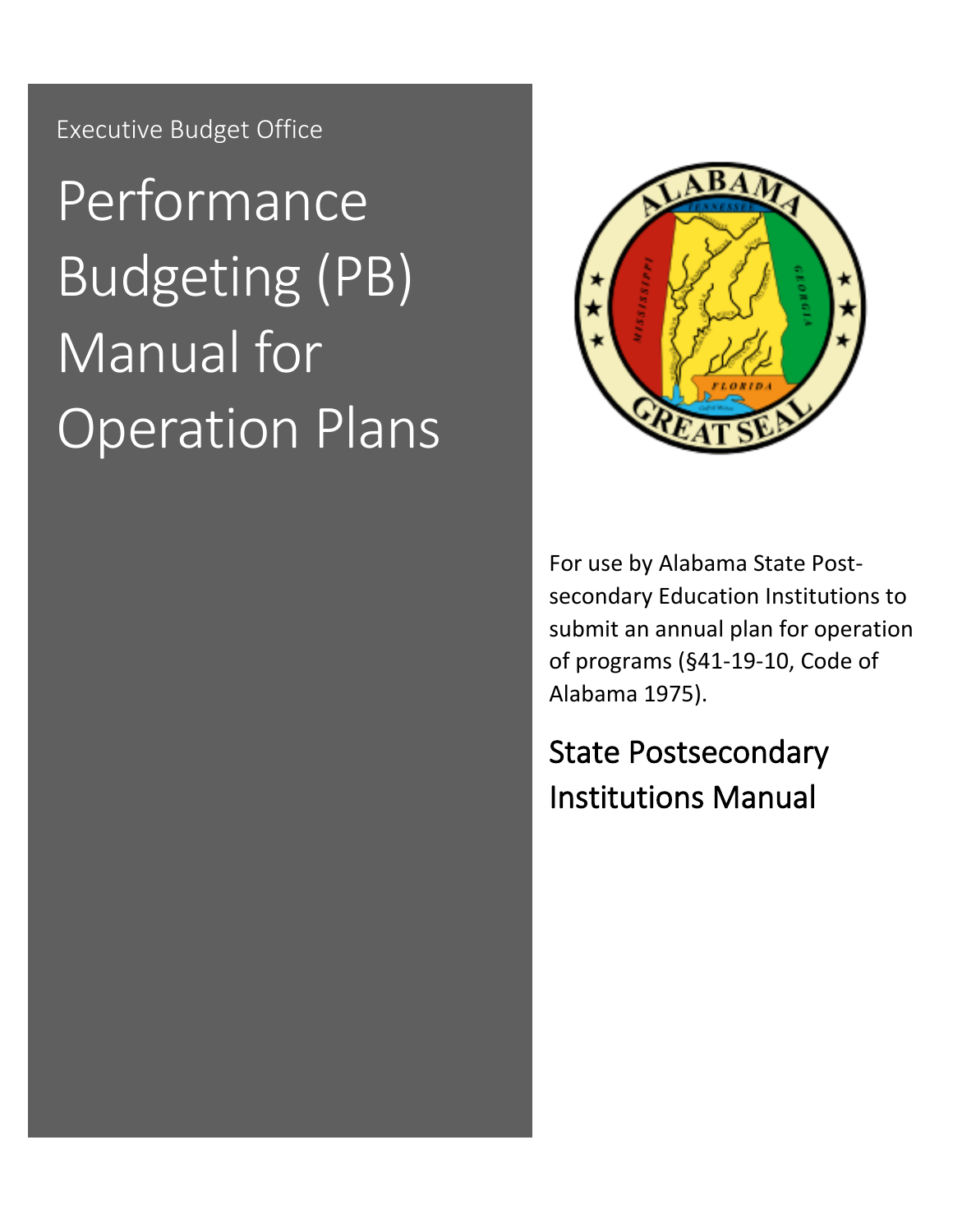Executive Budget Office

# Performance Budgeting (PB) Manual for Operation Plans

For use by Alabama State Post-secondary Education Institutions to submit an annual plan for operation of programs (§41-19-10, Code of Alabama 1975).

## State Postsecondary Institutions Manual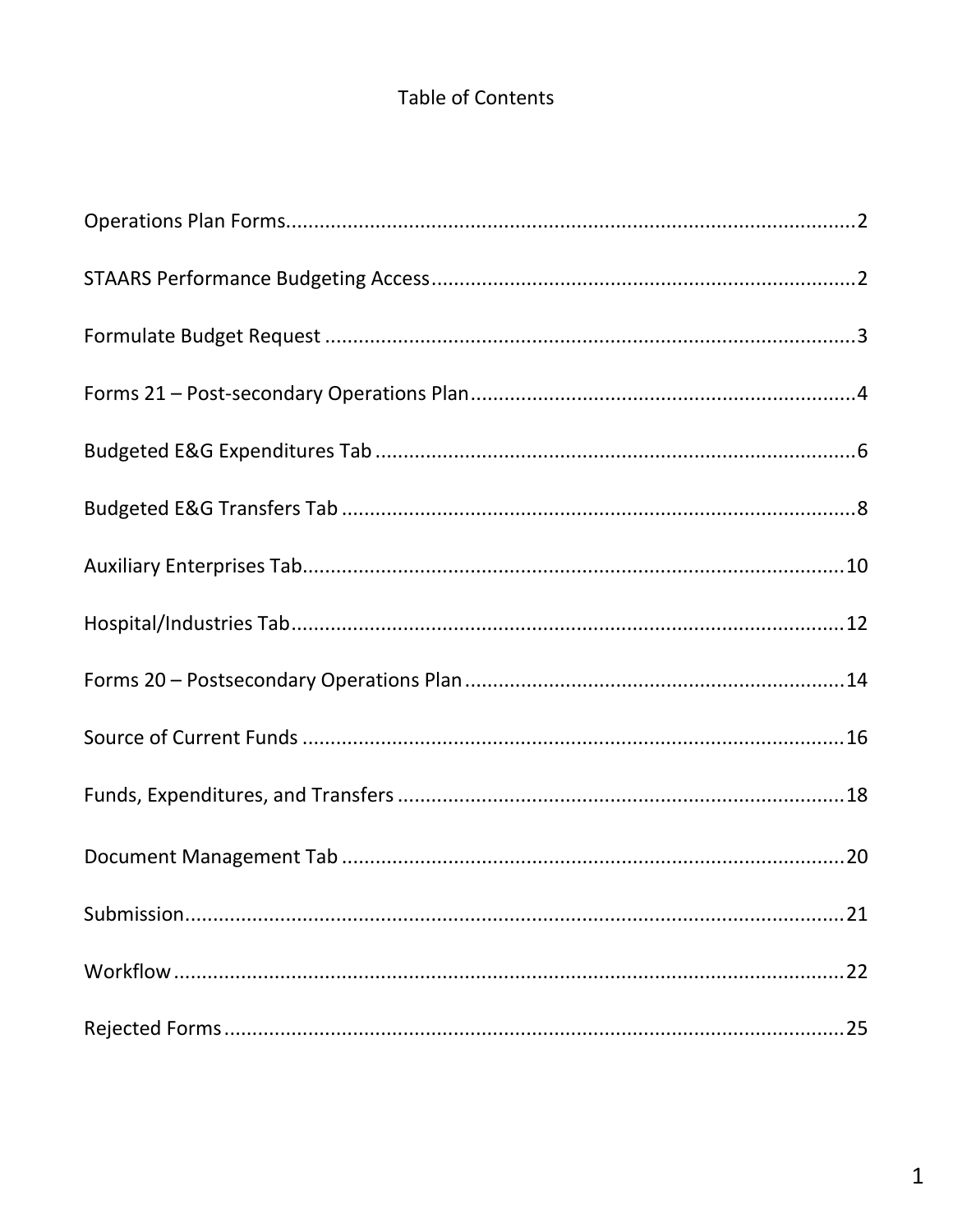# Table of Contents

Operations Plan Forms....................................................................................................2

STAARS Performance Budgeting Access..........................................................................2

Formulate Budget Request ...............................................................................................3

Forms 21 – Post-secondary Operations Plan....................................................................4

Budgeted E&G Expenditures Tab .....................................................................................6

Budgeted E&G Transfers Tab ...........................................................................................8

Auxiliary Enterprises Tab.................................................................................................10

Hospital/Industries Tab...................................................................................................12

Forms 20 – Postsecondary Operations Plan....................................................................14

Source of Current Funds .................................................................................................16

Funds, Expenditures, and Transfers ................................................................................18

Document Management Tab ...........................................................................................20

Submission......................................................................................................................21

Workflow .........................................................................................................................22

Rejected Forms................................................................................................................25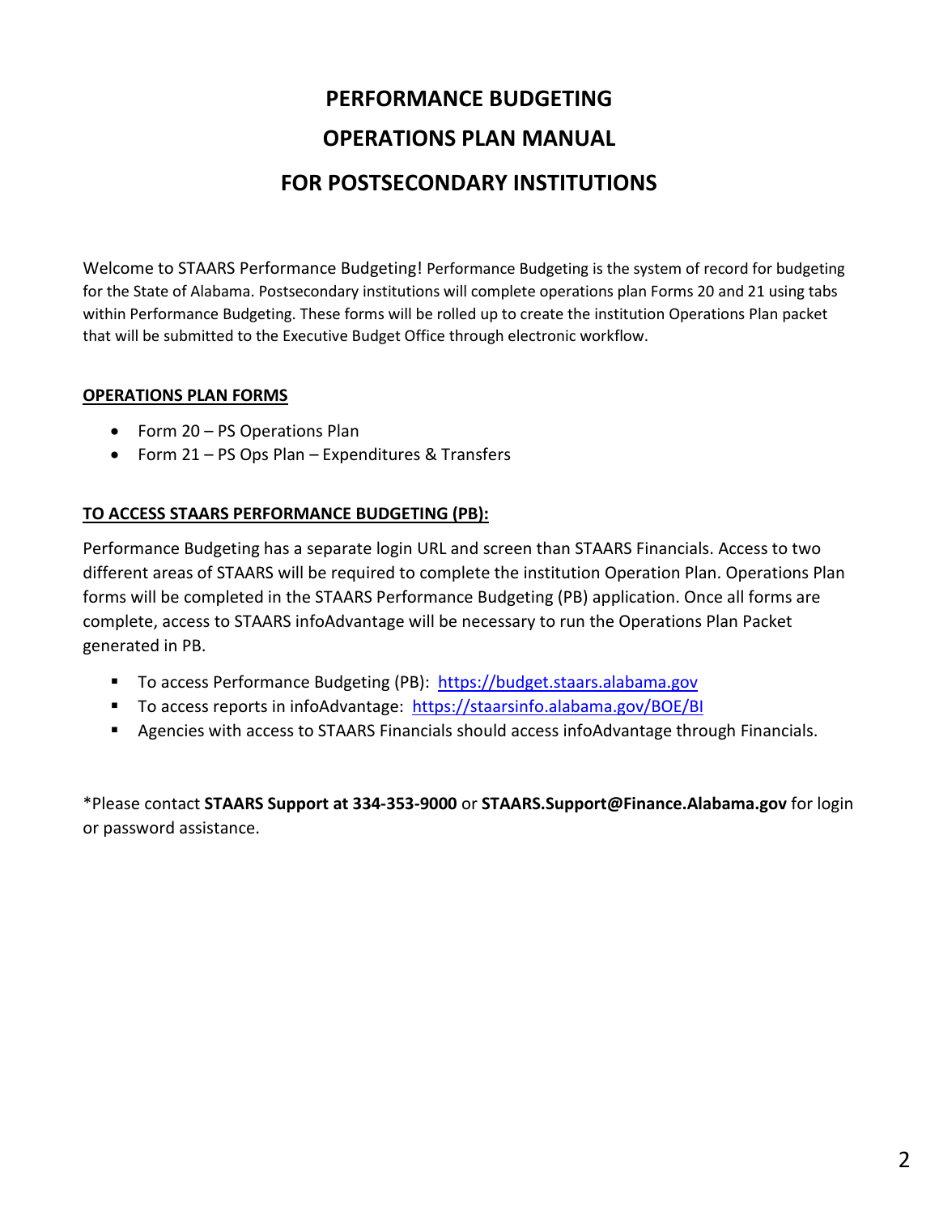# PERFORMANCE BUDGETING
# OPERATIONS PLAN MANUAL
# FOR POSTSECONDARY INSTITUTIONS

Welcome to STAARS Performance Budgeting! Performance Budgeting is the system of record for budgeting for the State of Alabama. Postsecondary institutions will complete operations plan Forms 20 and 21 using tabs within Performance Budgeting. These forms will be rolled up to create the institution Operations Plan packet that will be submitted to the Executive Budget Office through electronic workflow.

## OPERATIONS PLAN FORMS

- Form 20 – PS Operations Plan
- Form 21 – PS Ops Plan – Expenditures & Transfers

## TO ACCESS STAARS PERFORMANCE BUDGETING (PB):

Performance Budgeting has a separate login URL and screen than STAARS Financials. Access to two different areas of STAARS will be required to complete the institution Operation Plan. Operations Plan forms will be completed in the STAARS Performance Budgeting (PB) application. Once all forms are complete, access to STAARS infoAdvantage will be necessary to run the Operations Plan Packet generated in PB.

- To access Performance Budgeting (PB): https://budget.staars.alabama.gov
- To access reports in infoAdvantage: https://staarsinfo.alabama.gov/BOE/BI
- Agencies with access to STAARS Financials should access infoAdvantage through Financials.

*Please contact **STAARS Support at 334-353-9000** or **STAARS.Support@Finance.Alabama.gov** for login or password assistance.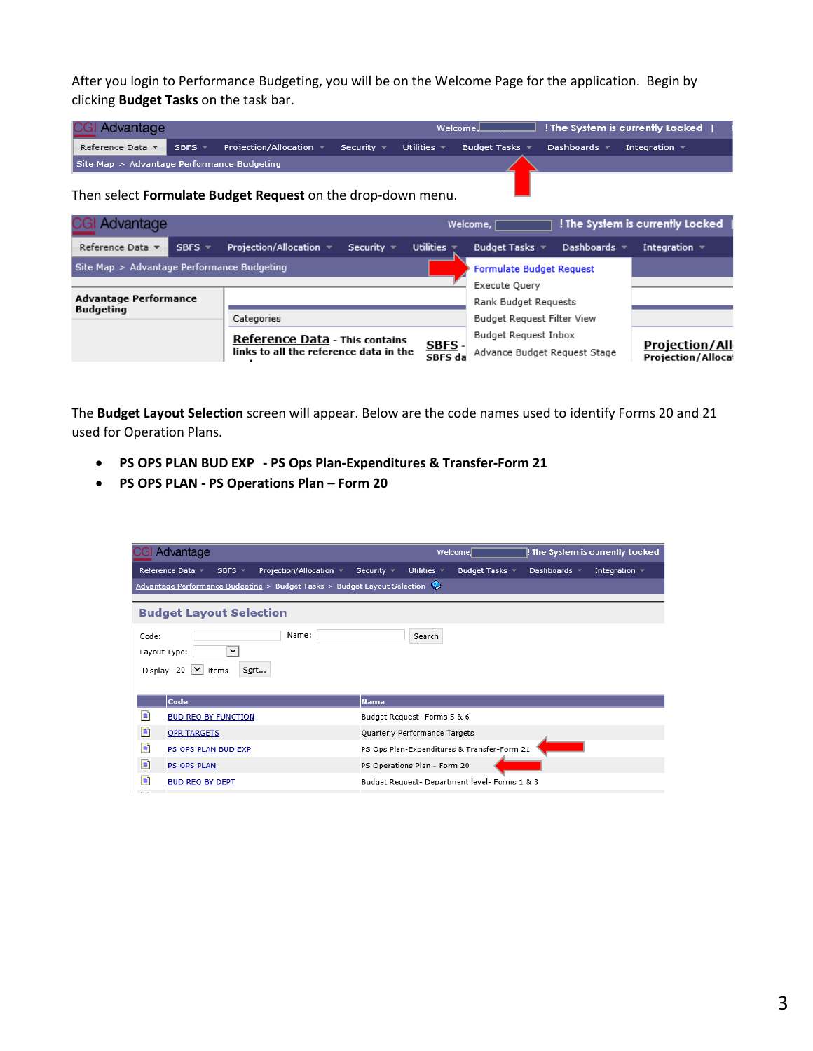After you login to Performance Budgeting, you will be on the Welcome Page for the application. Begin by clicking **Budget Tasks** on the task bar.

Then select **Formulate Budget Request** on the drop-down menu.

The **Budget Layout Selection** screen will appear. Below are the code names used to identify Forms 20 and 21 used for Operation Plans.

- **PS OPS PLAN BUD EXP - PS Ops Plan-Expenditures & Transfer-Form 21**
- **PS OPS PLAN - PS Operations Plan – Form 20**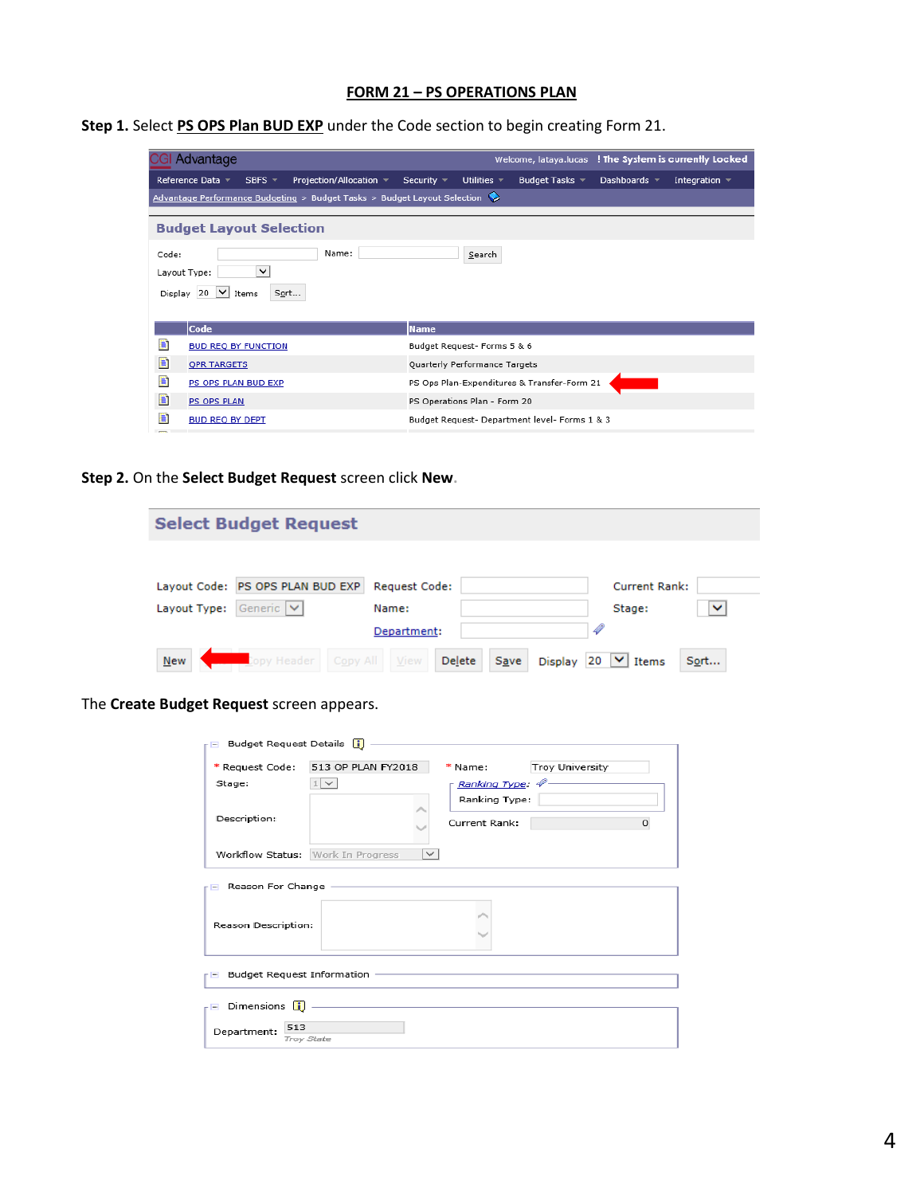# FORM 21 – PS OPERATIONS PLAN

**Step 1.** Select **PS OPS Plan BUD EXP** under the Code section to begin creating Form 21.

CGI Advantage — Welcome, lataya.lucas ! The System is currently Locked

Reference Data | SBFS | Projection/Allocation | Security | Utilities | Budget Tasks | Dashboards | Integration

Advantage Performance Budgeting > Budget Tasks > Budget Layout Selection

**Budget Layout Selection**

Code: Name: Search

Layout Type:

Display 20 Items Sort...

| Code | Name |
|---|---|
| BUD REQ BY FUNCTION | Budget Request- Forms 5 & 6 |
| QPR TARGETS | Quarterly Performance Targets |
| PS OPS PLAN BUD EXP | PS Ops Plan-Expenditures & Transfer-Form 21 |
| PS OPS PLAN | PS Operations Plan - Form 20 |
| BUD REQ BY DEPT | Budget Request- Department level- Forms 1 & 3 |

**Step 2.** On the **Select Budget Request** screen click **New**.

**Select Budget Request**

Layout Code: PS OPS PLAN BUD EXP | Request Code: | Current Rank:

Layout Type: Generic | Name: | Stage:

Department:

New | Copy Header | Copy All | View | Delete | Save | Display 20 Items | Sort...

The **Create Budget Request** screen appears.

Budget Request Details

\* Request Code: 513 OP PLAN FY2018 | \* Name: Troy University

Stage: 1 | Ranking Type: | Ranking Type:

Description: | Current Rank: 0

Workflow Status: Work In Progress

Reason For Change

Reason Description:

Budget Request Information

Dimensions

Department: 513 Troy State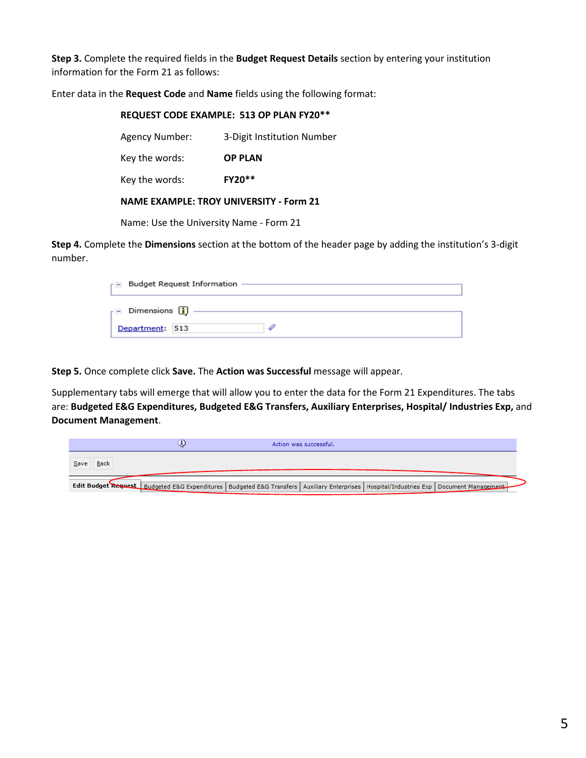**Step 3.** Complete the required fields in the **Budget Request Details** section by entering your institution information for the Form 21 as follows:

Enter data in the **Request Code** and **Name** fields using the following format:

**REQUEST CODE EXAMPLE: 513 OP PLAN FY20****

| | |
|---|---|
| Agency Number: | 3-Digit Institution Number |
| Key the words: | **OP PLAN** |
| Key the words: | **FY20**** |

**NAME EXAMPLE: TROY UNIVERSITY - Form 21**

Name: Use the University Name - Form 21

**Step 4.** Complete the **Dimensions** section at the bottom of the header page by adding the institution's 3-digit number.

Budget Request Information

Dimensions

Department: 513

**Step 5.** Once complete click **Save.** The **Action was Successful** message will appear.

Supplementary tabs will emerge that will allow you to enter the data for the Form 21 Expenditures. The tabs are: **Budgeted E&G Expenditures, Budgeted E&G Transfers, Auxiliary Enterprises, Hospital/ Industries Exp,** and **Document Management**.

Action was successful.

Save | Back

Edit Budget Request | Budgeted E&G Expenditures | Budgeted E&G Transfers | Auxiliary Enterprises | Hospital/Industries Exp | Document Management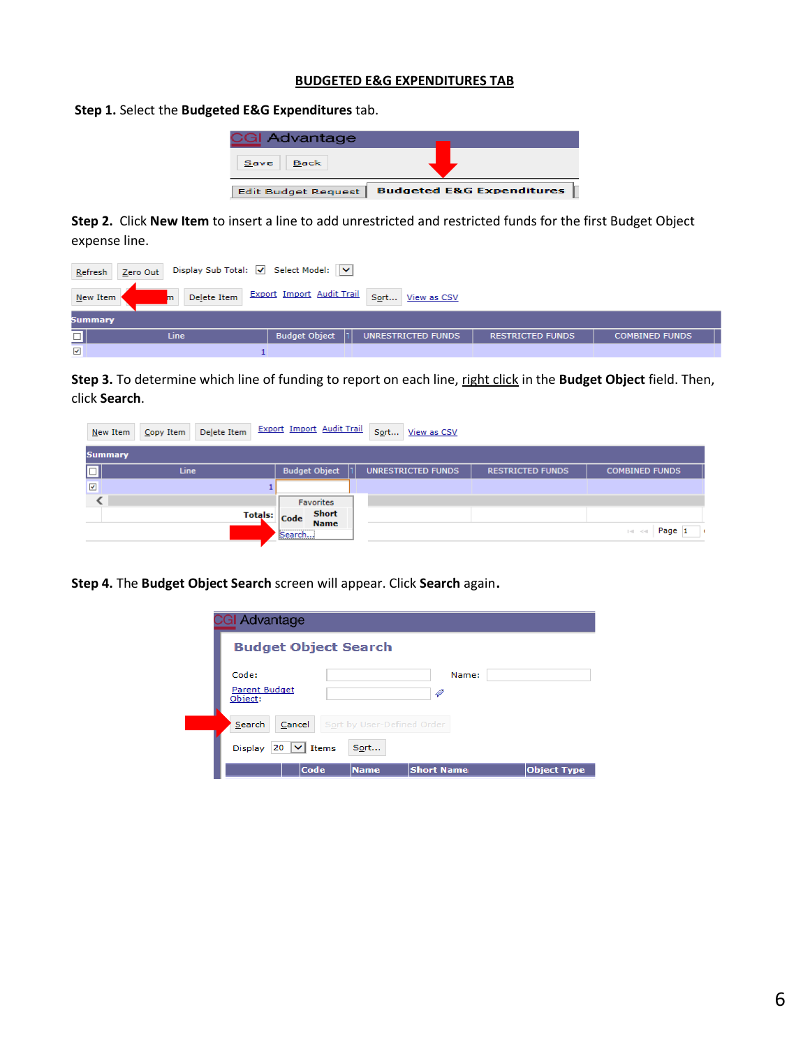# BUDGETED E&G EXPENDITURES TAB

**Step 1.** Select the **Budgeted E&G Expenditures** tab.

**Step 2.** Click **New Item** to insert a line to add unrestricted and restricted funds for the first Budget Object expense line.

**Step 3.** To determine which line of funding to report on each line, right click in the **Budget Object** field. Then, click **Search**.

**Step 4.** The **Budget Object Search** screen will appear. Click **Search** again**.**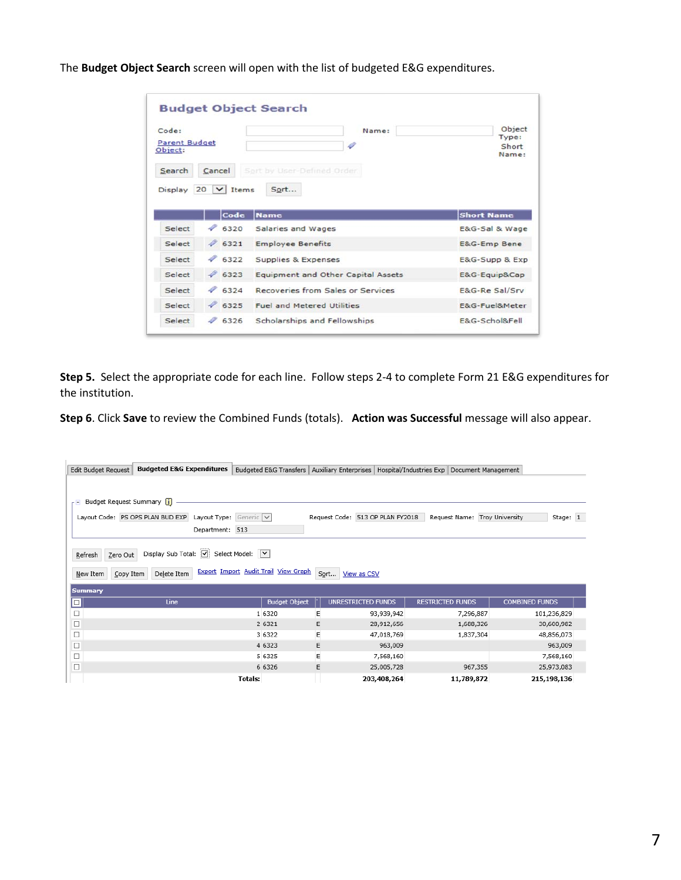The **Budget Object Search** screen will open with the list of budgeted E&G expenditures.

**Budget Object Search**

Code: | Name: | Object Type: | Short Name:

Parent Budget Object:

Search | Cancel | Sort by User-Defined Order

Display 20 Items | Sort...

| | Code | Name | Short Name |
|---|---|---|---|
| Select | 6320 | Salaries and Wages | E&G-Sal & Wage |
| Select | 6321 | Employee Benefits | E&G-Emp Bene |
| Select | 6322 | Supplies & Expenses | E&G-Supp & Exp |
| Select | 6323 | Equipment and Other Capital Assets | E&G-Equip&Cap |
| Select | 6324 | Recoveries from Sales or Services | E&G-Re Sal/Srv |
| Select | 6325 | Fuel and Metered Utilities | E&G-Fuel&Meter |
| Select | 6326 | Scholarships and Fellowships | E&G-Schol&Fell |

**Step 5.** Select the appropriate code for each line. Follow steps 2-4 to complete Form 21 E&G expenditures for the institution.

**Step 6**. Click **Save** to review the Combined Funds (totals). **Action was Successful** message will also appear.

Edit Budget Request | **Budgeted E&G Expenditures** | Budgeted E&G Transfers | Auxiliary Enterprises | Hospital/Industries Exp | Document Management

Budget Request Summary

Layout Code: PS OPS PLAN BUD EXP | Layout Type: Generic | Request Code: 513 OP PLAN FY2018 | Request Name: Troy University | Stage: 1

Department: 513

Refresh | Zero Out | Display Sub Total: ☑ | Select Model:

New Item | Copy Item | Delete Item | Export | Import | Audit Trail | View Graph | Sort... | View as CSV

**Summary**

| Line | Budget Object | | UNRESTRICTED FUNDS | RESTRICTED FUNDS | COMBINED FUNDS |
|---|---|---|---|---|---|
| 1 | 6320 | E | 93,939,942 | 7,296,887 | 101,236,829 |
| 2 | 6321 | E | 28,912,656 | 1,688,326 | 30,600,982 |
| 3 | 6322 | E | 47,018,769 | 1,837,304 | 48,856,073 |
| 4 | 6323 | E | 963,009 | | 963,009 |
| 5 | 6325 | E | 7,568,160 | | 7,568,160 |
| 6 | 6326 | E | 25,005,728 | 967,355 | 25,973,083 |
| **Totals:** | | | **203,408,264** | **11,789,872** | **215,198,136** |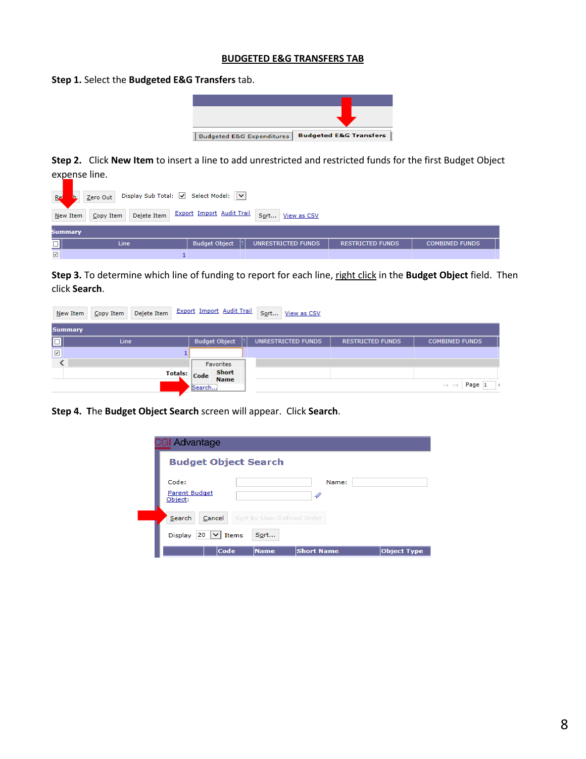## BUDGETED E&G TRANSFERS TAB

**Step 1.** Select the **Budgeted E&G Transfers** tab.

**Step 2.** Click **New Item** to insert a line to add unrestricted and restricted funds for the first Budget Object expense line.

**Step 3.** To determine which line of funding to report for each line, right click in the **Budget Object** field. Then click **Search**.

**Step 4.** The **Budget Object Search** screen will appear. Click **Search**.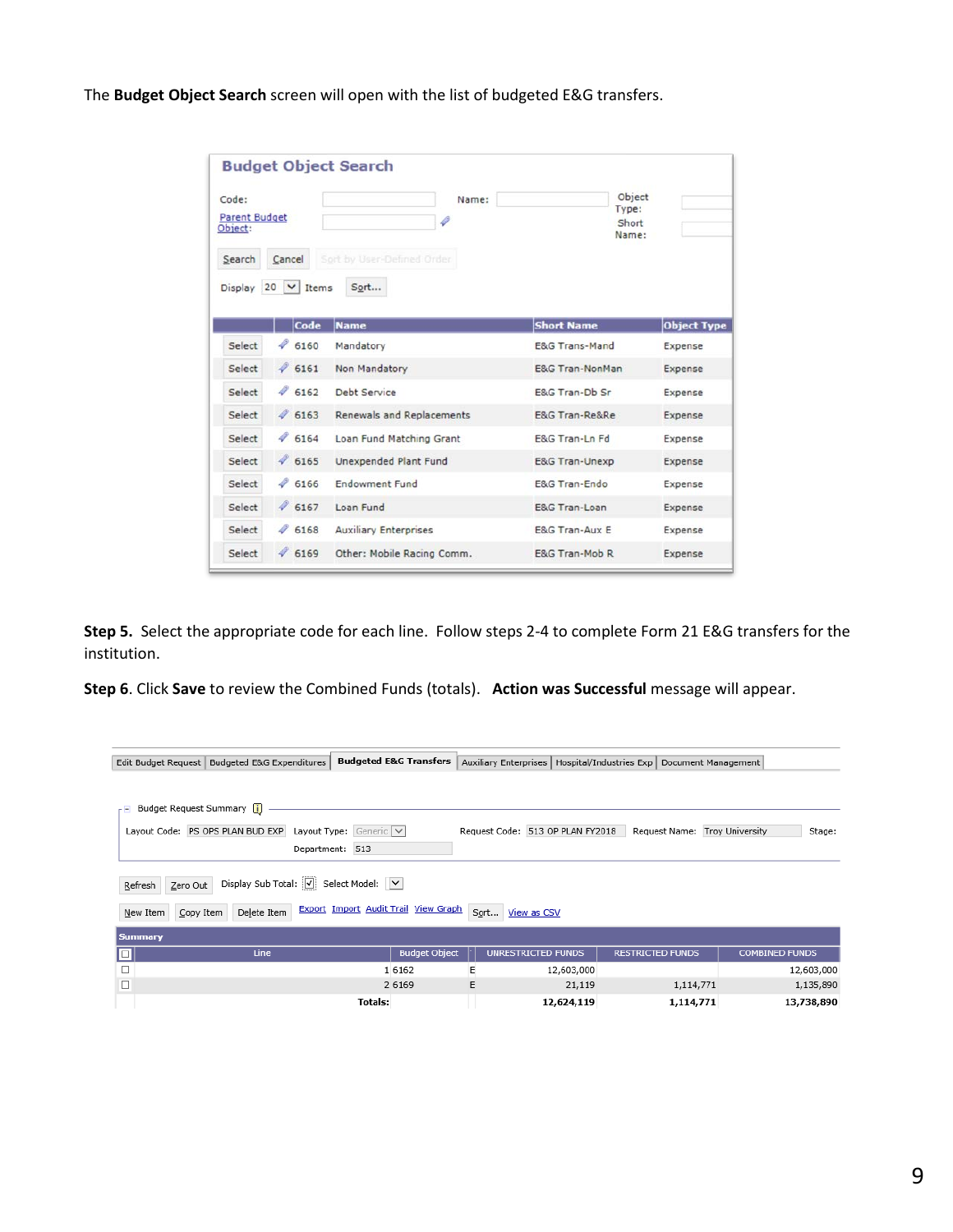The **Budget Object Search** screen will open with the list of budgeted E&G transfers.

**Budget Object Search**

Code: | Name: | Object Type:
Parent Budget Object: | Short Name:

Search | Cancel | Sort by User-Defined Order

Display 20 Items | Sort...

| | Code | Name | Short Name | Object Type |
|---|---|---|---|---|
| Select | 6160 | Mandatory | E&G Trans-Mand | Expense |
| Select | 6161 | Non Mandatory | E&G Tran-NonMan | Expense |
| Select | 6162 | Debt Service | E&G Tran-Db Sr | Expense |
| Select | 6163 | Renewals and Replacements | E&G Tran-Re&Re | Expense |
| Select | 6164 | Loan Fund Matching Grant | E&G Tran-Ln Fd | Expense |
| Select | 6165 | Unexpended Plant Fund | E&G Tran-Unexp | Expense |
| Select | 6166 | Endowment Fund | E&G Tran-Endo | Expense |
| Select | 6167 | Loan Fund | E&G Tran-Loan | Expense |
| Select | 6168 | Auxiliary Enterprises | E&G Tran-Aux E | Expense |
| Select | 6169 | Other: Mobile Racing Comm. | E&G Tran-Mob R | Expense |

**Step 5.** Select the appropriate code for each line. Follow steps 2-4 to complete Form 21 E&G transfers for the institution.

**Step 6**. Click **Save** to review the Combined Funds (totals). **Action was Successful** message will appear.

Edit Budget Request | Budgeted E&G Expenditures | **Budgeted E&G Transfers** | Auxiliary Enterprises | Hospital/Industries Exp | Document Management

Budget Request Summary

Layout Code: PS OPS PLAN BUD EXP | Layout Type: Generic | Request Code: 513 OP PLAN FY2018 | Request Name: Troy University | Stage:

Department: 513

Refresh | Zero Out | Display Sub Total: | Select Model:

New Item | Copy Item | Delete Item | Export | Import | Audit Trail | View Graph | Sort... | View as CSV

**Summary**

| | Line | Budget Object | | UNRESTRICTED FUNDS | RESTRICTED FUNDS | COMBINED FUNDS |
|---|---|---|---|---|---|---|
| ☐ | 1 | 6162 | E | 12,603,000 | | 12,603,000 |
| ☐ | 2 | 6169 | E | 21,119 | 1,114,771 | 1,135,890 |
| | **Totals:** | | | **12,624,119** | **1,114,771** | **13,738,890** |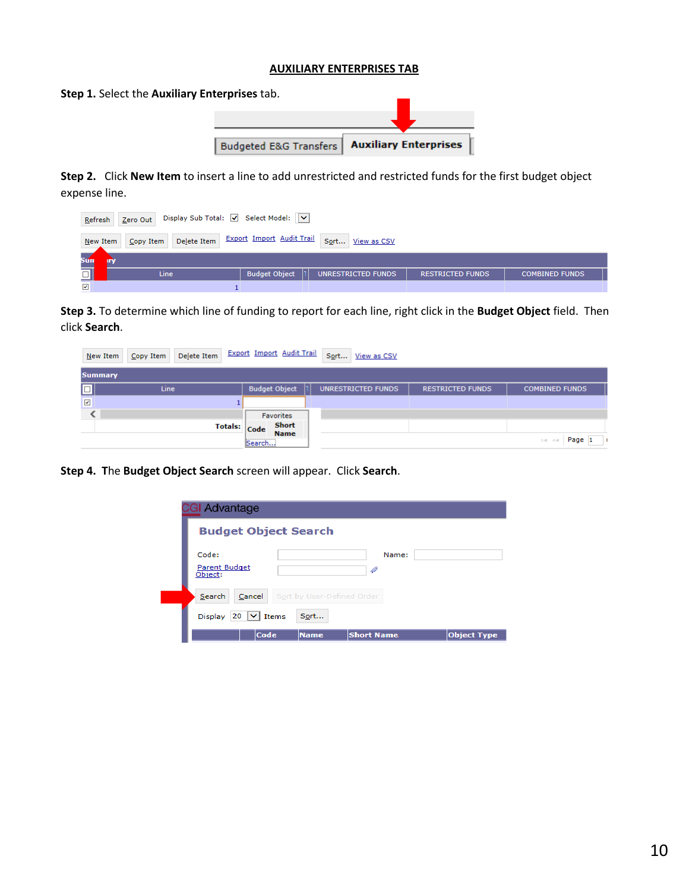## AUXILIARY ENTERPRISES TAB

**Step 1.** Select the **Auxiliary Enterprises** tab.

**Step 2.** Click **New Item** to insert a line to add unrestricted and restricted funds for the first budget object expense line.

**Step 3.** To determine which line of funding to report for each line, right click in the **Budget Object** field. Then click **Search**.

**Step 4.** The **Budget Object Search** screen will appear. Click **Search**.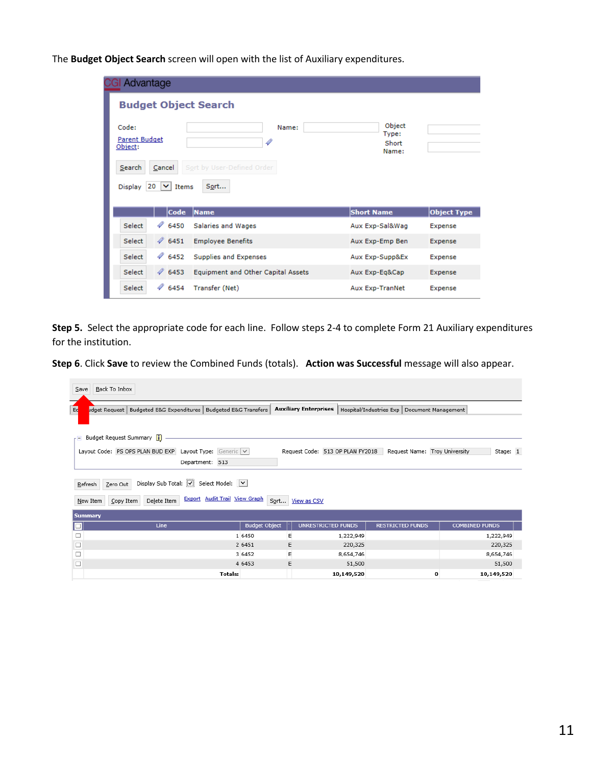The **Budget Object Search** screen will open with the list of Auxiliary expenditures.

CGI Advantage

**Budget Object Search**

Code: | Name: | Object Type:
Parent Budget Object: | | Short Name:

Search | Cancel | Sort by User-Defined Order

Display 20 Items | Sort...

| | Code | Name | Short Name | Object Type |
|---|---|---|---|---|
| Select | 6450 | Salaries and Wages | Aux Exp-Sal&Wag | Expense |
| Select | 6451 | Employee Benefits | Aux Exp-Emp Ben | Expense |
| Select | 6452 | Supplies and Expenses | Aux Exp-Supp&Ex | Expense |
| Select | 6453 | Equipment and Other Capital Assets | Aux Exp-Eq&Cap | Expense |
| Select | 6454 | Transfer (Net) | Aux Exp-TranNet | Expense |

**Step 5.** Select the appropriate code for each line. Follow steps 2-4 to complete Form 21 Auxiliary expenditures for the institution.

**Step 6**. Click **Save** to review the Combined Funds (totals). **Action was Successful** message will also appear.

Save | Back To Inbox

Budget Request | Budgeted E&G Expenditures | Budgeted E&G Transfers | Auxiliary Enterprises | Hospital/Industries Exp | Document Management

Budget Request Summary

Layout Code: PS OPS PLAN BUD EXP | Layout Type: Generic | Request Code: 513 OP PLAN FY2018 | Request Name: Troy University | Stage: 1
Department: 513

Refresh | Zero Out | Display Sub Total: | Select Model:

New Item | Copy Item | Delete Item | Export | Audit Trail | View Graph | Sort... | View as CSV

**Summary**

| Line | Budget Object | | UNRESTRICTED FUNDS | RESTRICTED FUNDS | COMBINED FUNDS |
|---|---|---|---|---|---|
| 1 | 6450 | E | 1,222,949 | | 1,222,949 |
| 2 | 6451 | E | 220,325 | | 220,325 |
| 3 | 6452 | E | 8,654,746 | | 8,654,746 |
| 4 | 6453 | E | 51,500 | | 51,500 |
| **Totals:** | | | **10,149,520** | **0** | **10,149,520** |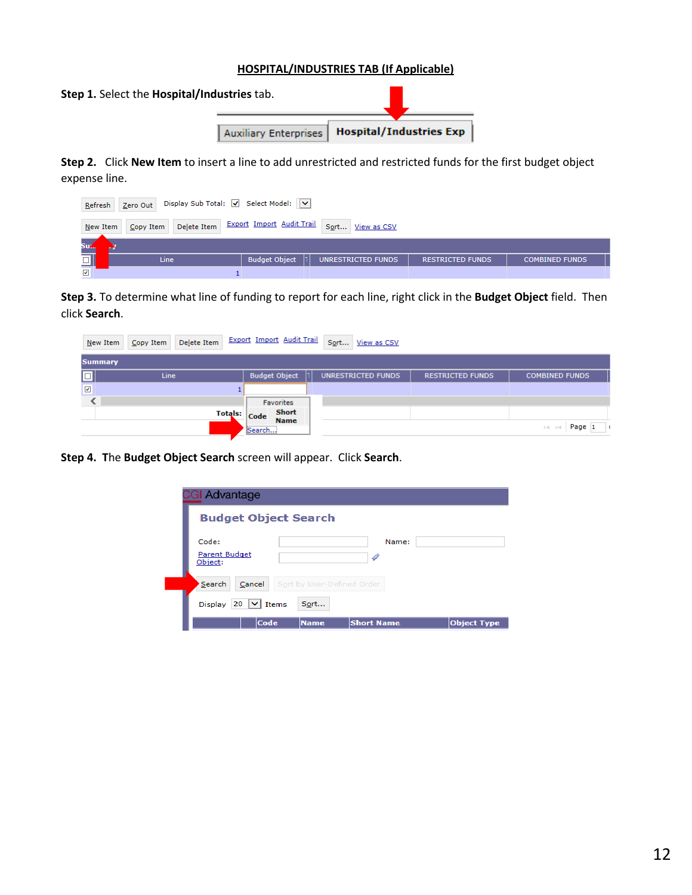## HOSPITAL/INDUSTRIES TAB (If Applicable)

**Step 1.** Select the **Hospital/Industries** tab.

**Step 2.** Click **New Item** to insert a line to add unrestricted and restricted funds for the first budget object expense line.

**Step 3.** To determine what line of funding to report for each line, right click in the **Budget Object** field. Then click **Search**.

**Step 4.** The **Budget Object Search** screen will appear. Click **Search**.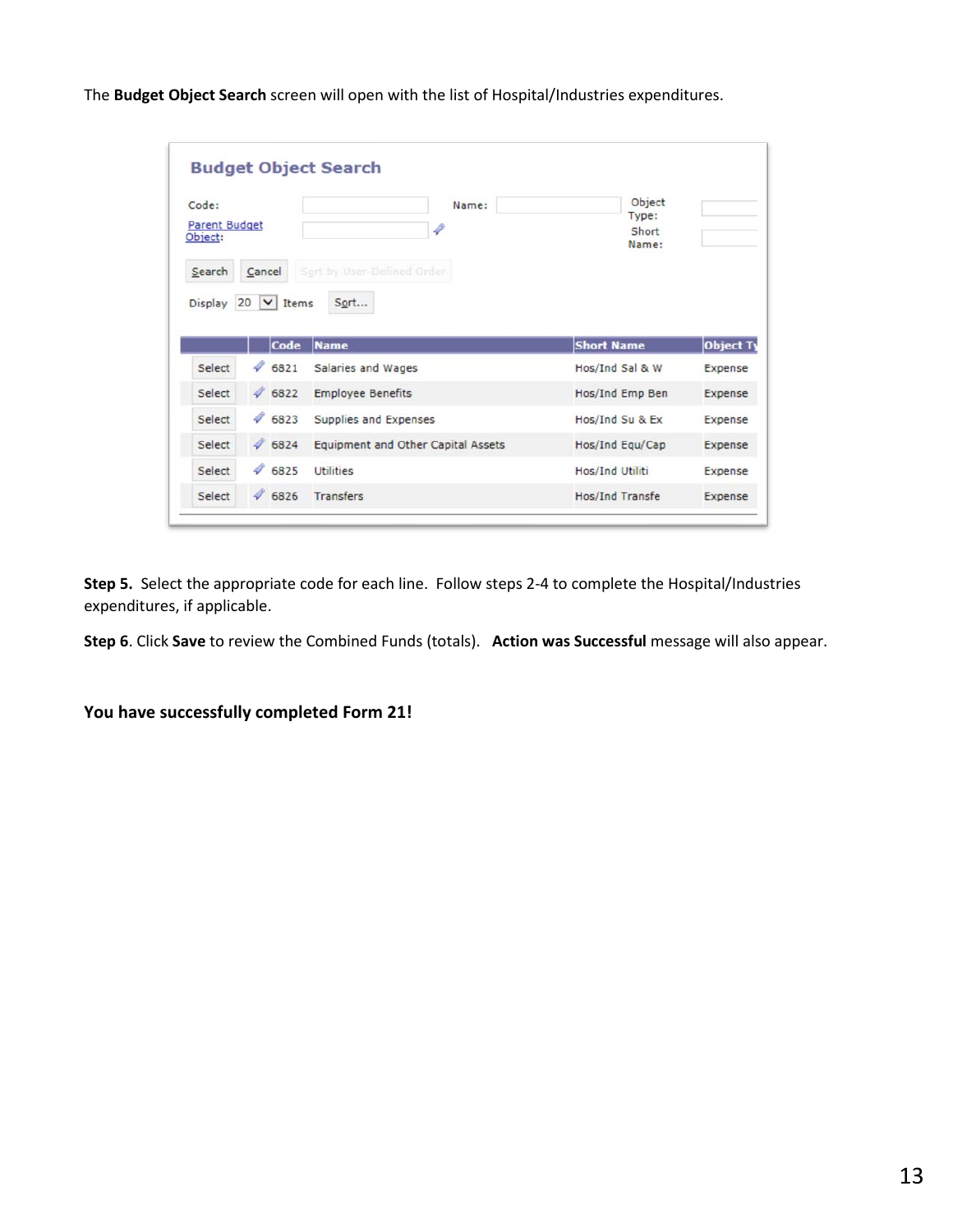The **Budget Object Search** screen will open with the list of Hospital/Industries expenditures.

**Budget Object Search**

Code: Name: Object Type:

Parent Budget Object: Short Name:

Search Cancel Sort by User-Defined Order

Display 20 Items Sort...

| | | Code | Name | Short Name | Object Ty |
|---|---|---|---|---|---|
| Select | | 6821 | Salaries and Wages | Hos/Ind Sal & W | Expense |
| Select | | 6822 | Employee Benefits | Hos/Ind Emp Ben | Expense |
| Select | | 6823 | Supplies and Expenses | Hos/Ind Su & Ex | Expense |
| Select | | 6824 | Equipment and Other Capital Assets | Hos/Ind Equ/Cap | Expense |
| Select | | 6825 | Utilities | Hos/Ind Utiliti | Expense |
| Select | | 6826 | Transfers | Hos/Ind Transfe | Expense |

**Step 5.** Select the appropriate code for each line. Follow steps 2-4 to complete the Hospital/Industries expenditures, if applicable.

**Step 6**. Click **Save** to review the Combined Funds (totals). **Action was Successful** message will also appear.

**You have successfully completed Form 21!**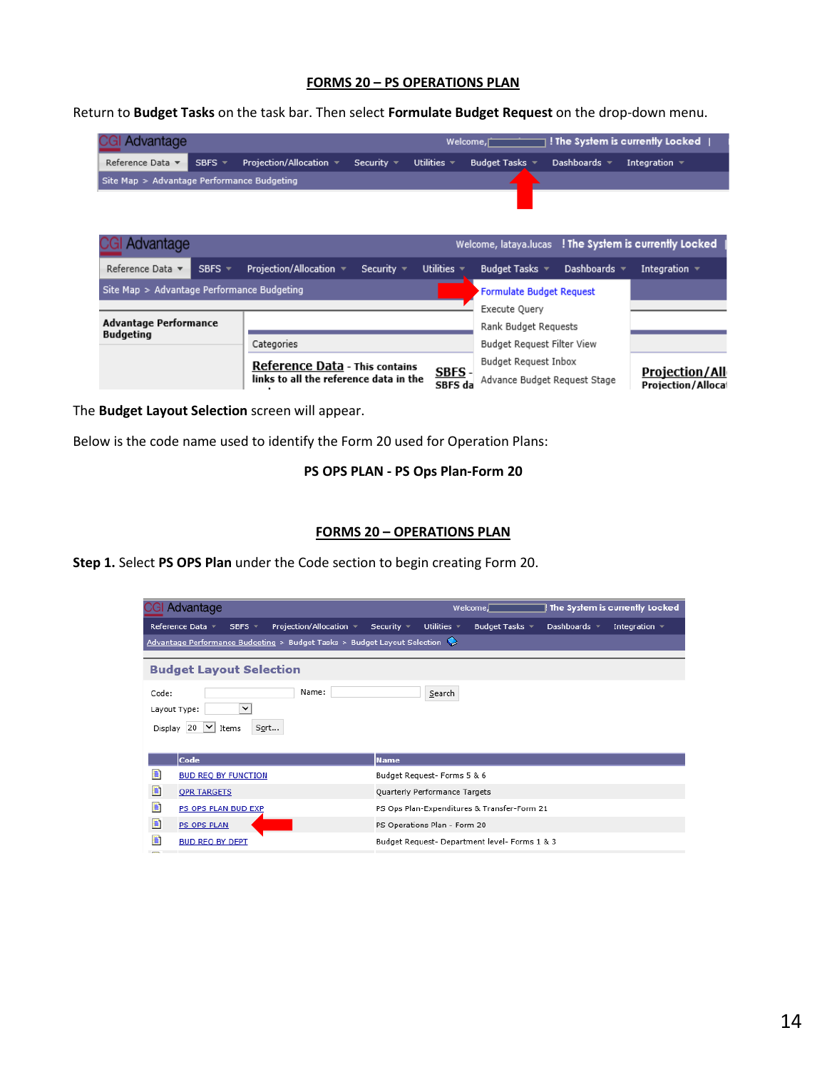## FORMS 20 – PS OPERATIONS PLAN

Return to **Budget Tasks** on the task bar. Then select **Formulate Budget Request** on the drop-down menu.

The **Budget Layout Selection** screen will appear.

Below is the code name used to identify the Form 20 used for Operation Plans:

**PS OPS PLAN - PS Ops Plan-Form 20**

## FORMS 20 – OPERATIONS PLAN

**Step 1.** Select **PS OPS Plan** under the Code section to begin creating Form 20.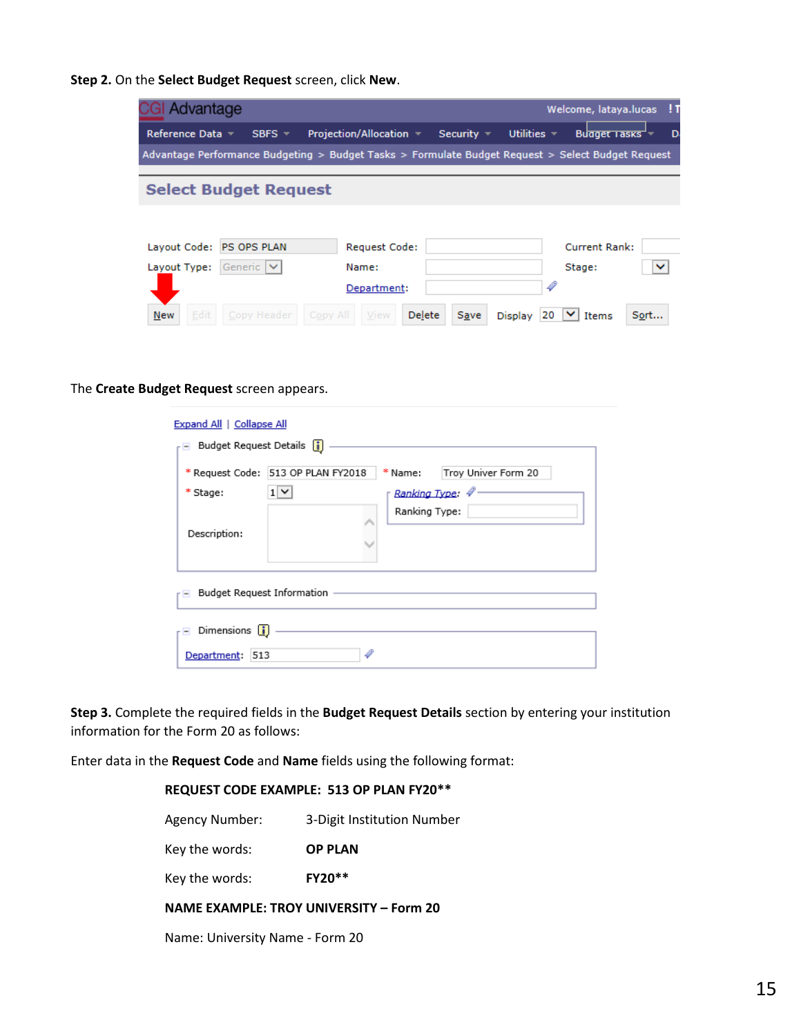**Step 2.** On the **Select Budget Request** screen, click **New**.

The **Create Budget Request** screen appears.

**Step 3.** Complete the required fields in the **Budget Request Details** section by entering your institution information for the Form 20 as follows:

Enter data in the **Request Code** and **Name** fields using the following format:

**REQUEST CODE EXAMPLE: 513 OP PLAN FY20****

Agency Number: 3-Digit Institution Number

Key the words: **OP PLAN**

Key the words: **FY20****

**NAME EXAMPLE: TROY UNIVERSITY – Form 20**

Name: University Name - Form 20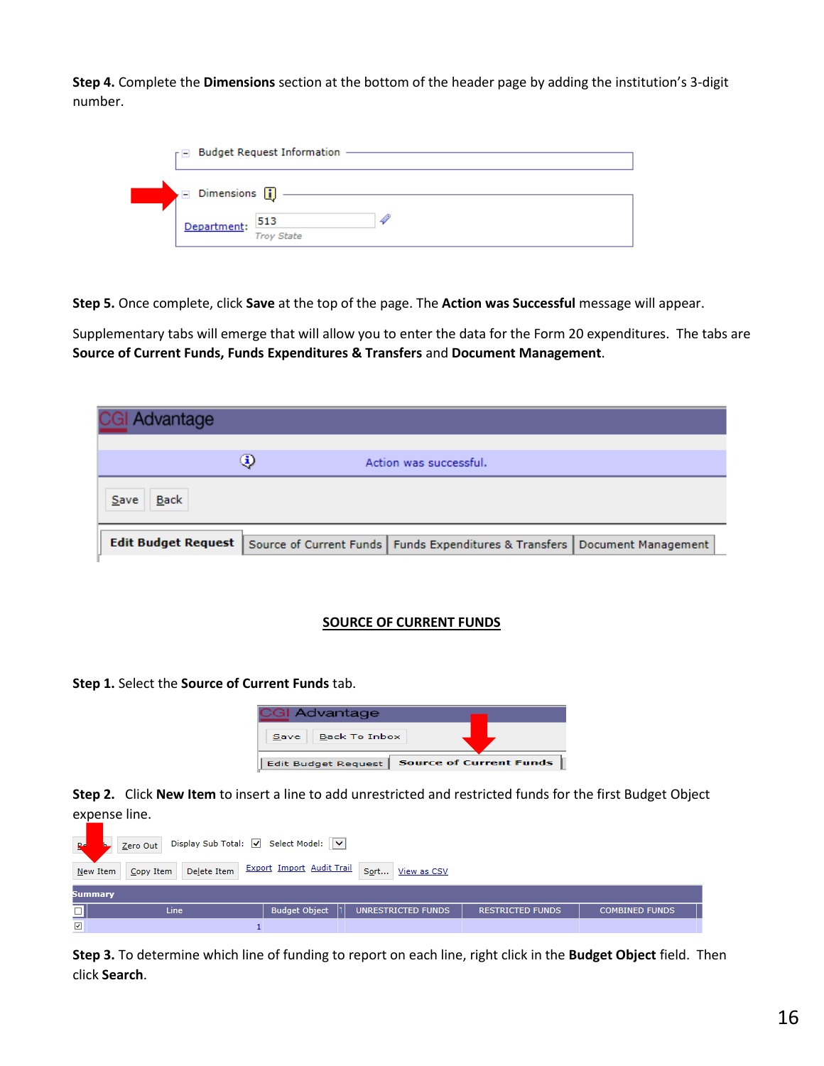**Step 4.** Complete the **Dimensions** section at the bottom of the header page by adding the institution's 3-digit number.

**Step 5.** Once complete, click **Save** at the top of the page. The **Action was Successful** message will appear.

Supplementary tabs will emerge that will allow you to enter the data for the Form 20 expenditures. The tabs are **Source of Current Funds, Funds Expenditures & Transfers** and **Document Management**.

## SOURCE OF CURRENT FUNDS

**Step 1.** Select the **Source of Current Funds** tab.

**Step 2.** Click **New Item** to insert a line to add unrestricted and restricted funds for the first Budget Object expense line.

**Step 3.** To determine which line of funding to report on each line, right click in the **Budget Object** field. Then click **Search**.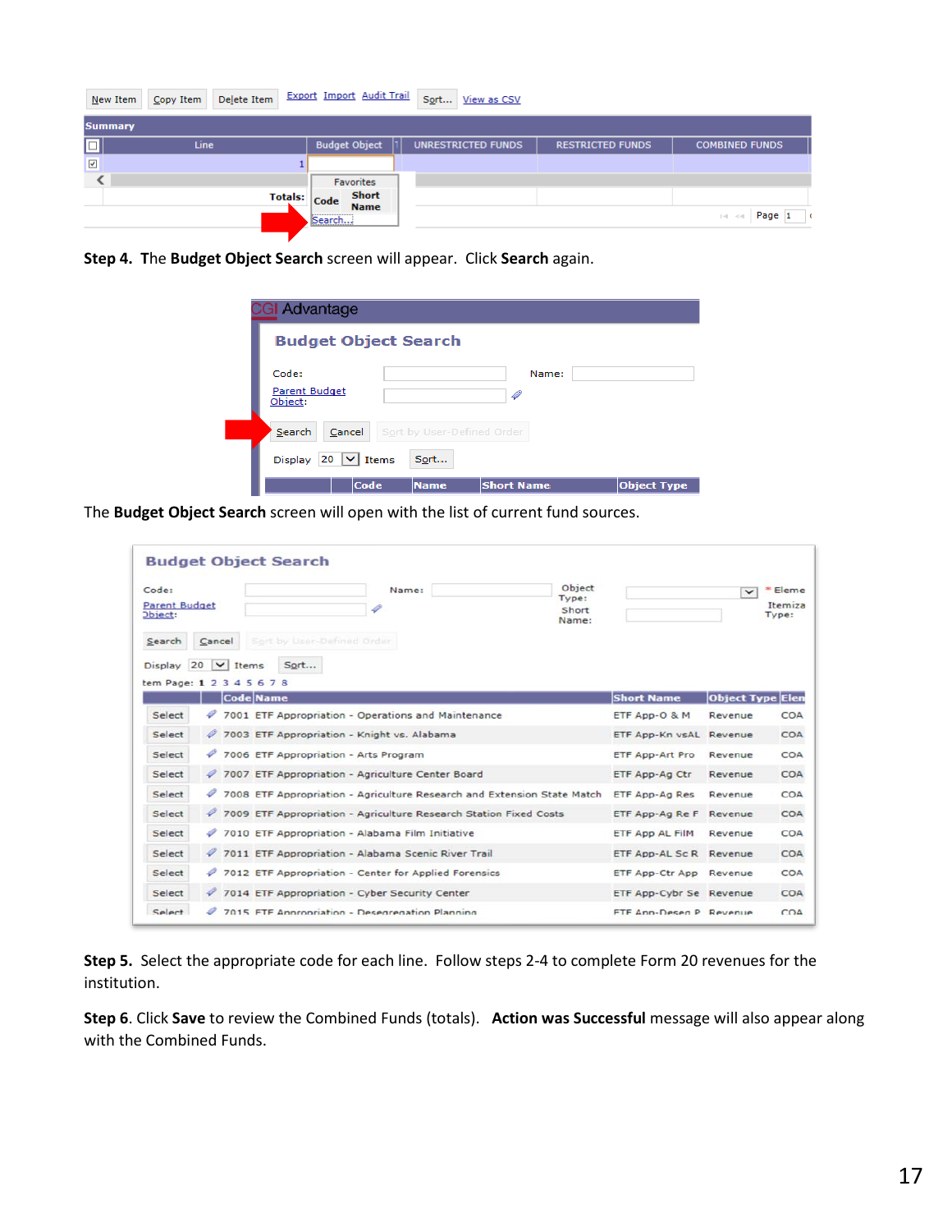**Step 4.** The **Budget Object Search** screen will appear. Click **Search** again.

The **Budget Object Search** screen will open with the list of current fund sources.

**Step 5.** Select the appropriate code for each line. Follow steps 2-4 to complete Form 20 revenues for the institution.

**Step 6**. Click **Save** to review the Combined Funds (totals). **Action was Successful** message will also appear along with the Combined Funds.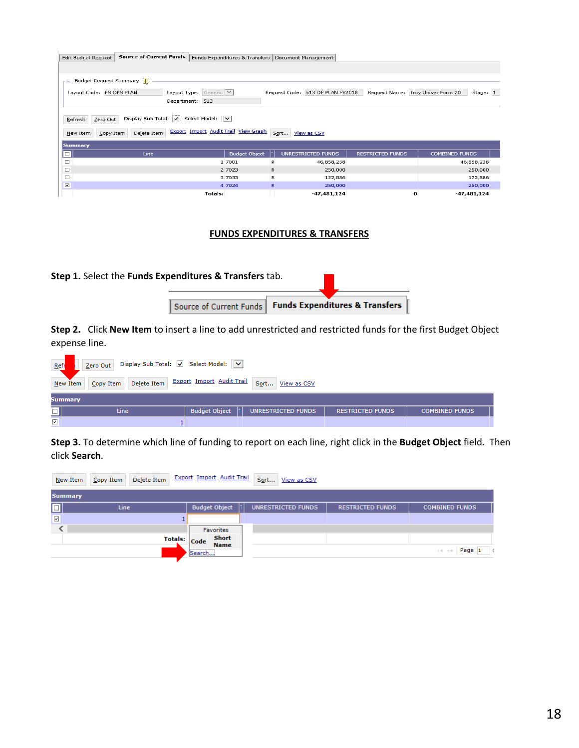## FUNDS EXPENDITURES & TRANSFERS

**Step 1.** Select the **Funds Expenditures & Transfers** tab.

**Step 2.** Click **New Item** to insert a line to add unrestricted and restricted funds for the first Budget Object expense line.

**Step 3.** To determine which line of funding to report on each line, right click in the **Budget Object** field. Then click **Search**.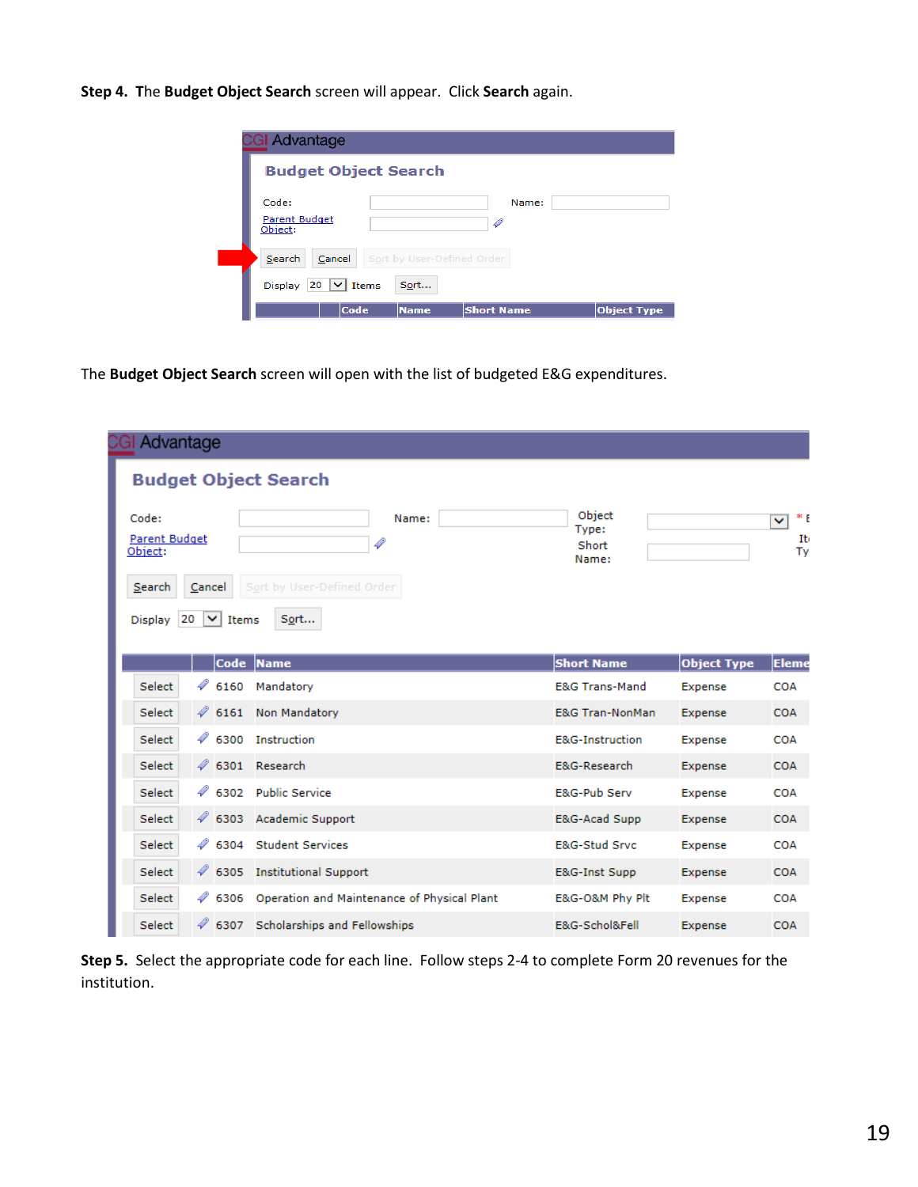**Step 4.** The **Budget Object Search** screen will appear. Click **Search** again.

CGI Advantage

Budget Object Search

Code: Name:

Parent Budget Object:

Search Cancel Sort by User-Defined Order

Display 20 Items Sort...

| | Code | Name | Short Name | Object Type |
|---|---|---|---|---|

The **Budget Object Search** screen will open with the list of budgeted E&G expenditures.

CGI Advantage

Budget Object Search

Code: Name: Object Type:

Parent Budget Object: Short Name:

Search Cancel Sort by User-Defined Order

Display 20 Items Sort...

| | | Code | Name | Short Name | Object Type | Eleme |
|---|---|---|---|---|---|---|
| Select | | 6160 | Mandatory | E&G Trans-Mand | Expense | COA |
| Select | | 6161 | Non Mandatory | E&G Tran-NonMan | Expense | COA |
| Select | | 6300 | Instruction | E&G-Instruction | Expense | COA |
| Select | | 6301 | Research | E&G-Research | Expense | COA |
| Select | | 6302 | Public Service | E&G-Pub Serv | Expense | COA |
| Select | | 6303 | Academic Support | E&G-Acad Supp | Expense | COA |
| Select | | 6304 | Student Services | E&G-Stud Srvc | Expense | COA |
| Select | | 6305 | Institutional Support | E&G-Inst Supp | Expense | COA |
| Select | | 6306 | Operation and Maintenance of Physical Plant | E&G-O&M Phy Plt | Expense | COA |
| Select | | 6307 | Scholarships and Fellowships | E&G-Schol&Fell | Expense | COA |

**Step 5.** Select the appropriate code for each line. Follow steps 2-4 to complete Form 20 revenues for the institution.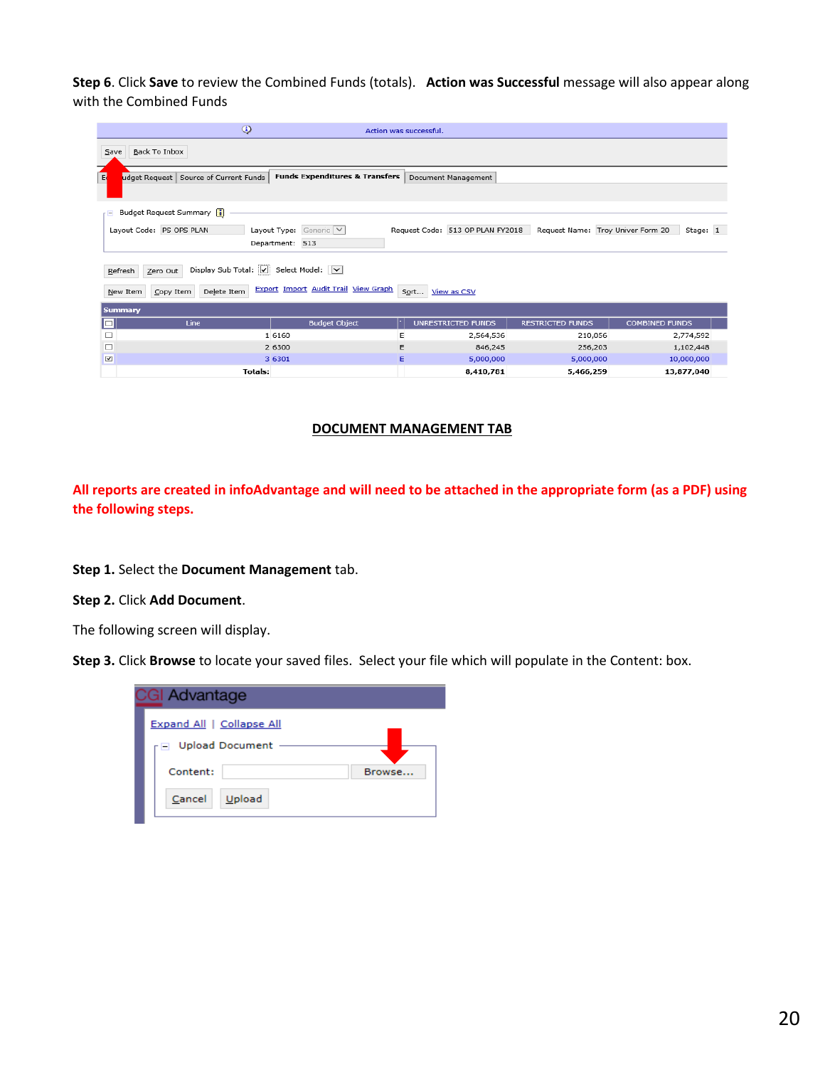**Step 6**. Click **Save** to review the Combined Funds (totals). **Action was Successful** message will also appear along with the Combined Funds

## DOCUMENT MANAGEMENT TAB

**All reports are created in infoAdvantage and will need to be attached in the appropriate form (as a PDF) using the following steps.**

**Step 1.** Select the **Document Management** tab.

**Step 2.** Click **Add Document**.

The following screen will display.

**Step 3.** Click **Browse** to locate your saved files. Select your file which will populate in the Content: box.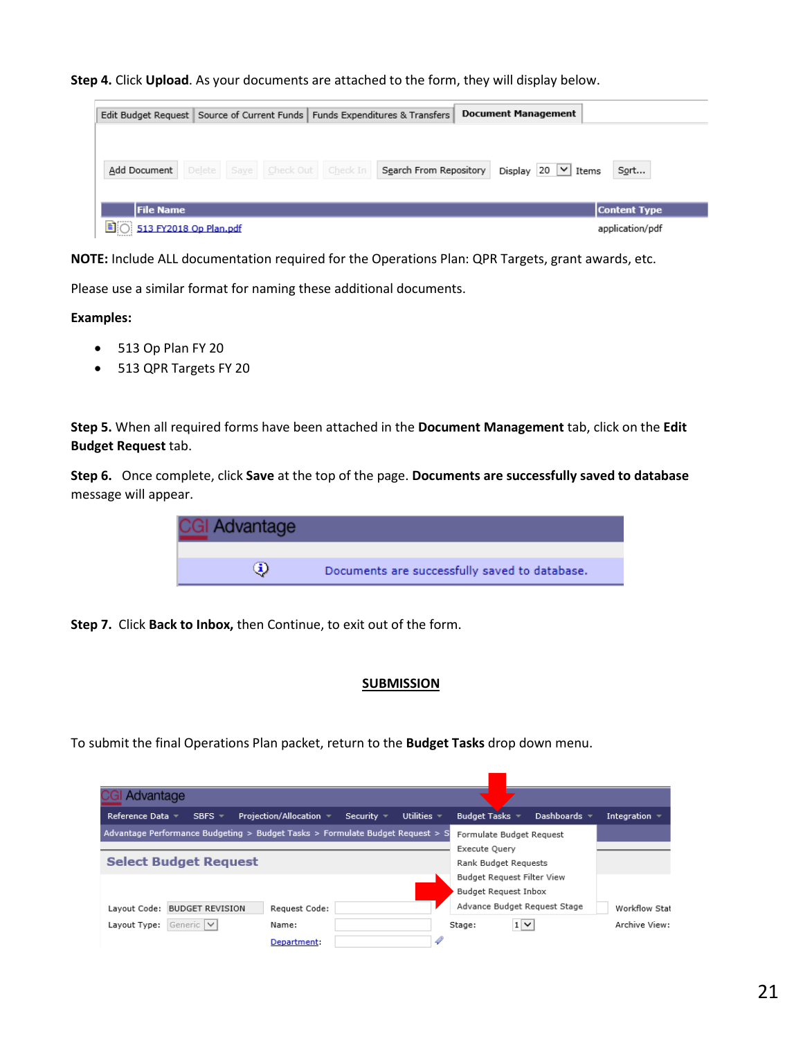**Step 4.** Click **Upload**. As your documents are attached to the form, they will display below.

**NOTE:** Include ALL documentation required for the Operations Plan: QPR Targets, grant awards, etc.

Please use a similar format for naming these additional documents.

**Examples:**

- 513 Op Plan FY 20
- 513 QPR Targets FY 20

**Step 5.** When all required forms have been attached in the **Document Management** tab, click on the **Edit Budget Request** tab.

**Step 6.** Once complete, click **Save** at the top of the page. **Documents are successfully saved to database** message will appear.

**Step 7.** Click **Back to Inbox,** then Continue, to exit out of the form.

## SUBMISSION

To submit the final Operations Plan packet, return to the **Budget Tasks** drop down menu.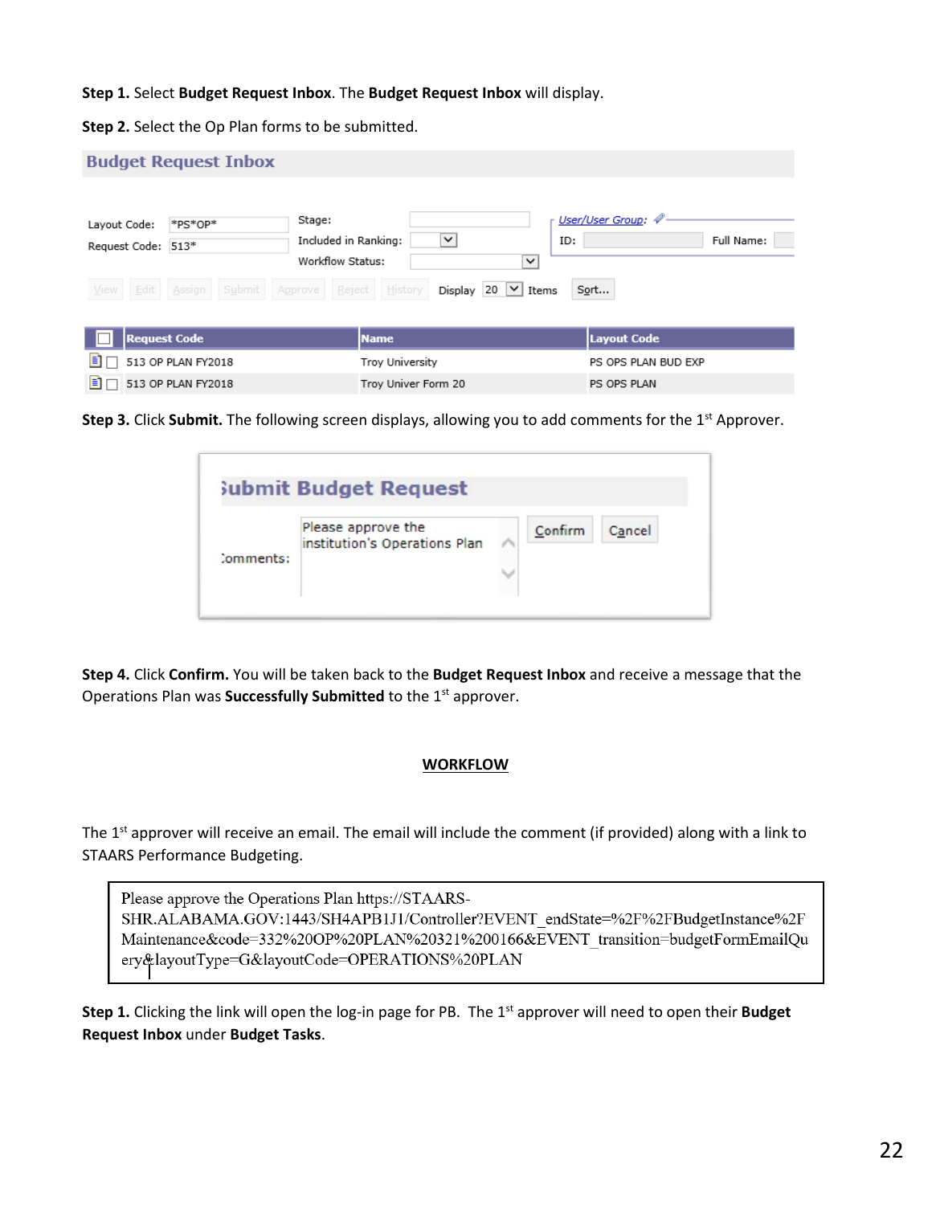**Step 1.** Select **Budget Request Inbox**. The **Budget Request Inbox** will display.

**Step 2.** Select the Op Plan forms to be submitted.

**Budget Request Inbox**

Layout Code: *PS*OP*

Request Code: 513*

Stage:

Included in Ranking:

Workflow Status:

User/User Group:

ID:

Full Name:

View | Edit | Assign | Submit | Approve | Reject | History | Display 20 Items | Sort...

| Request Code | Name | Layout Code |
|---|---|---|
| 513 OP PLAN FY2018 | Troy University | PS OPS PLAN BUD EXP |
| 513 OP PLAN FY2018 | Troy Univer Form 20 | PS OPS PLAN |

**Step 3.** Click **Submit.** The following screen displays, allowing you to add comments for the 1st Approver.

**Submit Budget Request**

Comments: Please approve the institution's Operations Plan

Confirm | Cancel

**Step 4.** Click **Confirm.** You will be taken back to the **Budget Request Inbox** and receive a message that the Operations Plan was **Successfully Submitted** to the 1st approver.

## WORKFLOW

The 1st approver will receive an email. The email will include the comment (if provided) along with a link to STAARS Performance Budgeting.

> Please approve the Operations Plan https://STAARS-SHR.ALABAMA.GOV:1443/SH4APB1J1/Controller?EVENT_endState=%2F%2FBudgetInstance%2FMaintenance&code=332%20OP%20PLAN%20321%200166&EVENT_transition=budgetFormEmailQuery&layoutType=G&layoutCode=OPERATIONS%20PLAN

**Step 1.** Clicking the link will open the log-in page for PB. The 1st approver will need to open their **Budget Request Inbox** under **Budget Tasks**.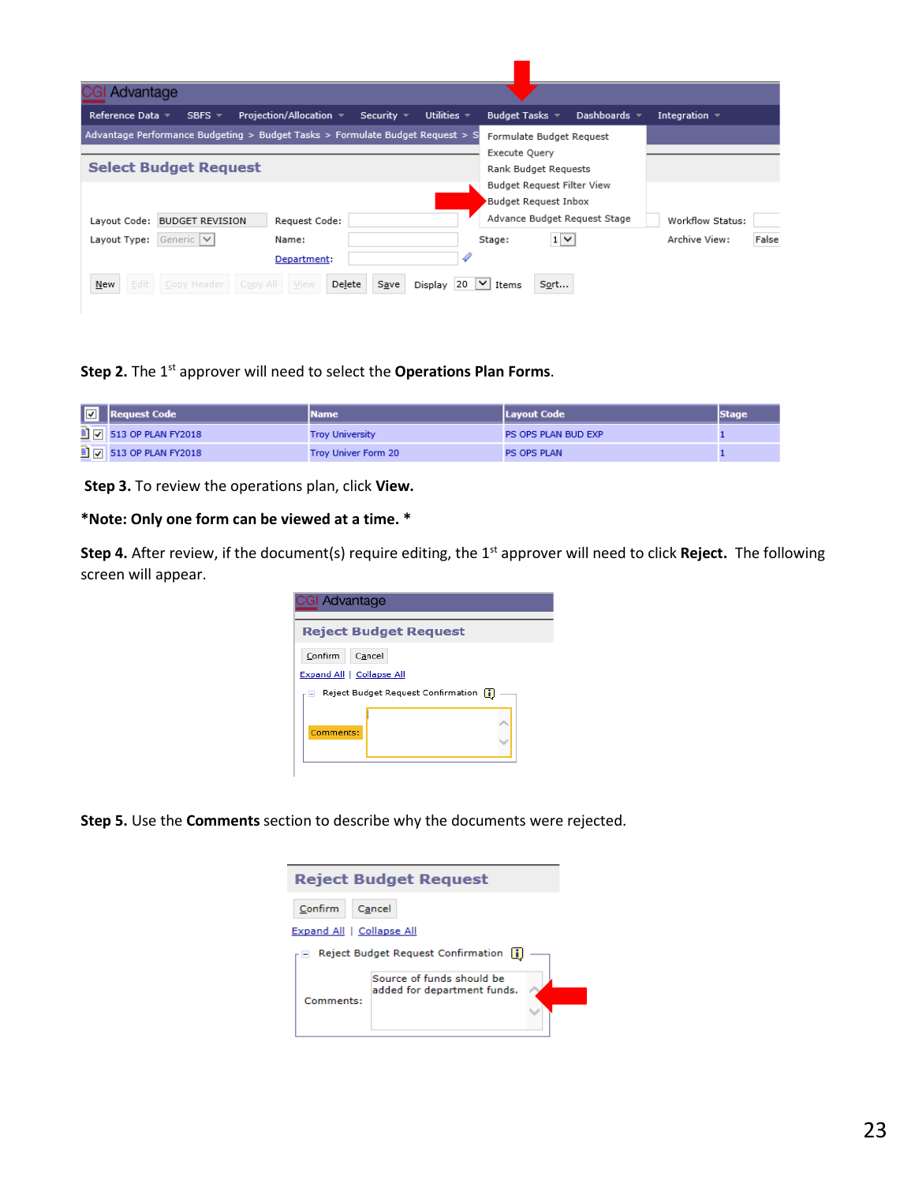**Step 2.** The 1st approver will need to select the **Operations Plan Forms**.

| Request Code | Name | Layout Code | Stage |
|---|---|---|---|
| 513 OP PLAN FY2018 | Troy University | PS OPS PLAN BUD EXP | 1 |
| 513 OP PLAN FY2018 | Troy Univer Form 20 | PS OPS PLAN | 1 |

**Step 3.** To review the operations plan, click **View.**

***Note: Only one form can be viewed at a time. ***

**Step 4.** After review, if the document(s) require editing, the 1st approver will need to click **Reject.** The following screen will appear.

**Step 5.** Use the **Comments** section to describe why the documents were rejected.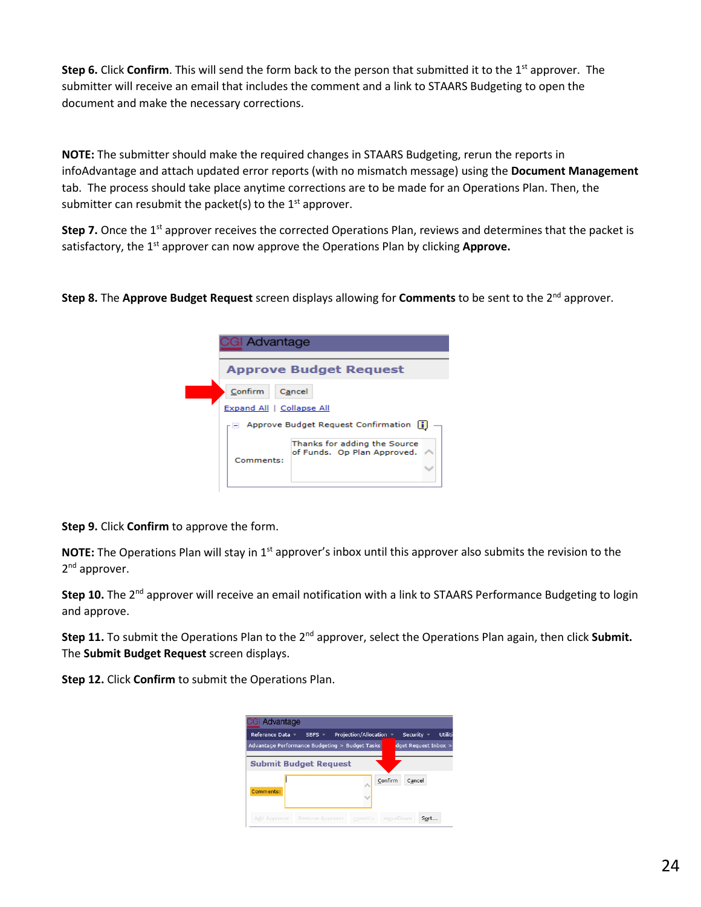**Step 6.** Click **Confirm**. This will send the form back to the person that submitted it to the 1st approver. The submitter will receive an email that includes the comment and a link to STAARS Budgeting to open the document and make the necessary corrections.

**NOTE:** The submitter should make the required changes in STAARS Budgeting, rerun the reports in infoAdvantage and attach updated error reports (with no mismatch message) using the **Document Management** tab. The process should take place anytime corrections are to be made for an Operations Plan. Then, the submitter can resubmit the packet(s) to the 1st approver.

**Step 7.** Once the 1st approver receives the corrected Operations Plan, reviews and determines that the packet is satisfactory, the 1st approver can now approve the Operations Plan by clicking **Approve.**

**Step 8.** The **Approve Budget Request** screen displays allowing for **Comments** to be sent to the 2nd approver.

**Step 9.** Click **Confirm** to approve the form.

**NOTE:** The Operations Plan will stay in 1st approver's inbox until this approver also submits the revision to the 2nd approver.

**Step 10.** The 2nd approver will receive an email notification with a link to STAARS Performance Budgeting to login and approve.

**Step 11.** To submit the Operations Plan to the 2nd approver, select the Operations Plan again, then click **Submit.** The **Submit Budget Request** screen displays.

**Step 12.** Click **Confirm** to submit the Operations Plan.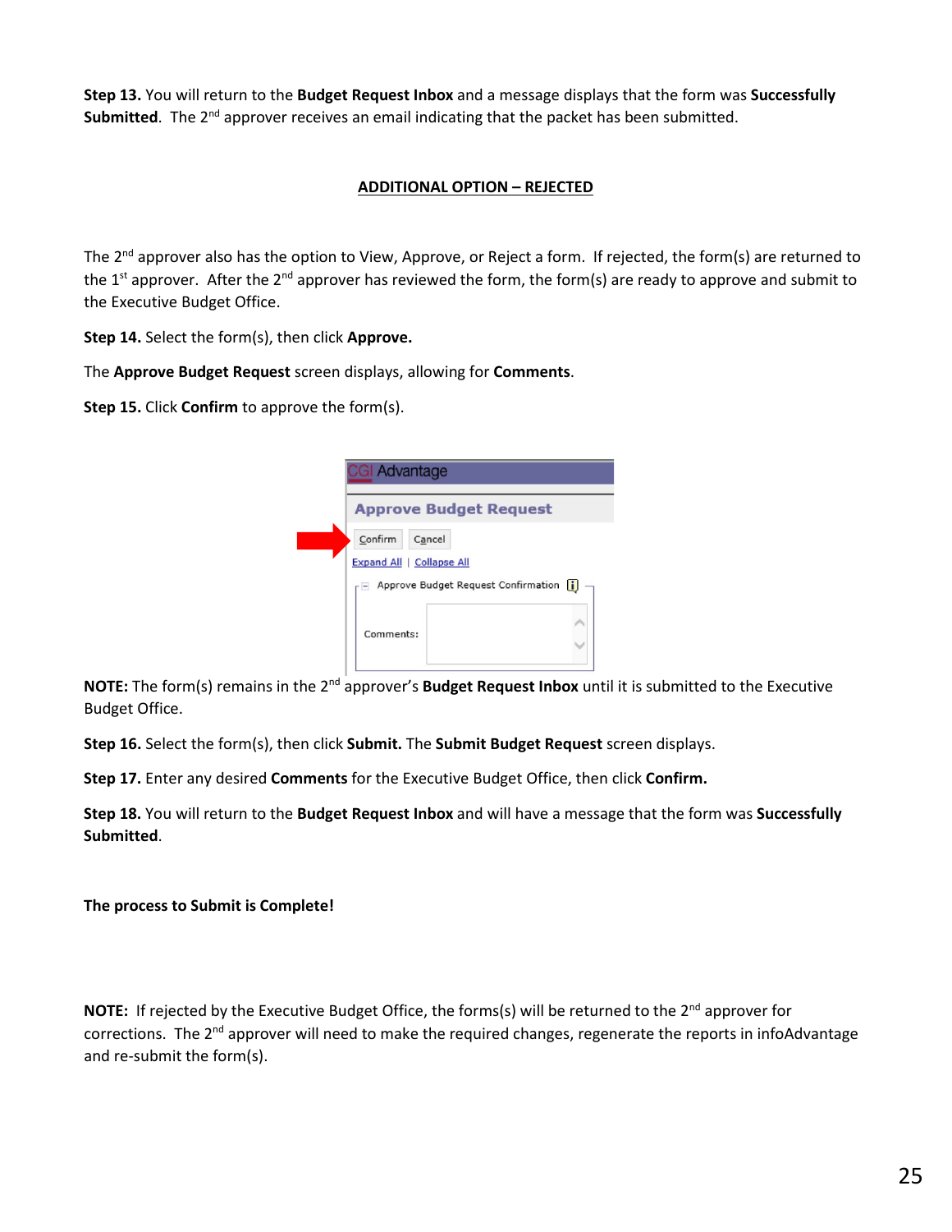**Step 13.** You will return to the **Budget Request Inbox** and a message displays that the form was **Successfully Submitted**. The 2nd approver receives an email indicating that the packet has been submitted.

## ADDITIONAL OPTION – REJECTED

The 2nd approver also has the option to View, Approve, or Reject a form. If rejected, the form(s) are returned to the 1st approver. After the 2nd approver has reviewed the form, the form(s) are ready to approve and submit to the Executive Budget Office.

**Step 14.** Select the form(s), then click **Approve.**

The **Approve Budget Request** screen displays, allowing for **Comments**.

**Step 15.** Click **Confirm** to approve the form(s).

**NOTE:** The form(s) remains in the 2nd approver's **Budget Request Inbox** until it is submitted to the Executive Budget Office.

**Step 16.** Select the form(s), then click **Submit.** The **Submit Budget Request** screen displays.

**Step 17.** Enter any desired **Comments** for the Executive Budget Office, then click **Confirm.**

**Step 18.** You will return to the **Budget Request Inbox** and will have a message that the form was **Successfully Submitted**.

**The process to Submit is Complete!**

**NOTE:** If rejected by the Executive Budget Office, the forms(s) will be returned to the 2nd approver for corrections. The 2nd approver will need to make the required changes, regenerate the reports in infoAdvantage and re-submit the form(s).